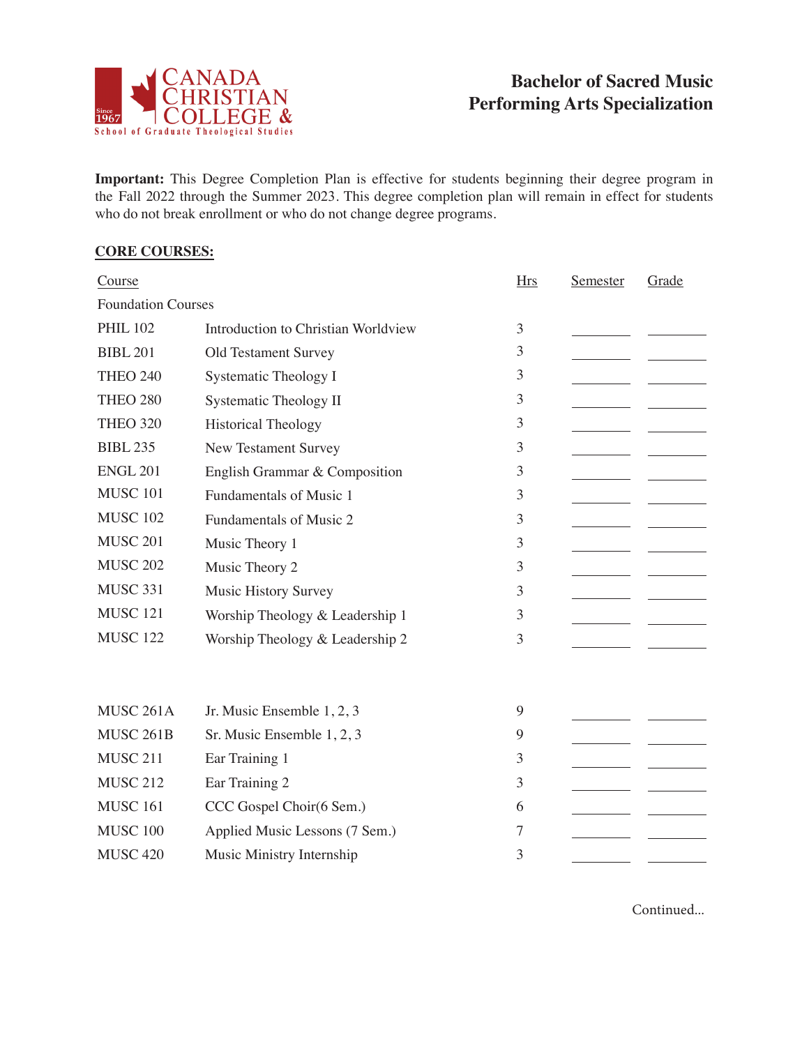Canada Christian College & School of Graduate Theological Studies

# Bachelor of Sacred Music
## Performing Arts Specialization

**Important:** This Degree Completion Plan is effective for students beginning their degree program in the Fall 2022 through the Summer 2023. This degree completion plan will remain in effect for students who do not break enrollment or who do not change degree programs.

### CORE COURSES:

| Course | | Hrs | Semester | Grade |
|---|---|---|---|---|
| Foundation Courses | | | | |
| PHIL 102 | Introduction to Christian Worldview | 3 | | |
| BIBL 201 | Old Testament Survey | 3 | | |
| THEO 240 | Systematic Theology I | 3 | | |
| THEO 280 | Systematic Theology II | 3 | | |
| THEO 320 | Historical Theology | 3 | | |
| BIBL 235 | New Testament Survey | 3 | | |
| ENGL 201 | English Grammar & Composition | 3 | | |
| MUSC 101 | Fundamentals of Music 1 | 3 | | |
| MUSC 102 | Fundamentals of Music 2 | 3 | | |
| MUSC 201 | Music Theory 1 | 3 | | |
| MUSC 202 | Music Theory 2 | 3 | | |
| MUSC 331 | Music History Survey | 3 | | |
| MUSC 121 | Worship Theology & Leadership 1 | 3 | | |
| MUSC 122 | Worship Theology & Leadership 2 | 3 | | |
| MUSC 261A | Jr. Music Ensemble 1, 2, 3 | 9 | | |
| MUSC 261B | Sr. Music Ensemble 1, 2, 3 | 9 | | |
| MUSC 211 | Ear Training 1 | 3 | | |
| MUSC 212 | Ear Training 2 | 3 | | |
| MUSC 161 | CCC Gospel Choir(6 Sem.) | 6 | | |
| MUSC 100 | Applied Music Lessons (7 Sem.) | 7 | | |
| MUSC 420 | Music Ministry Internship | 3 | | |

Continued...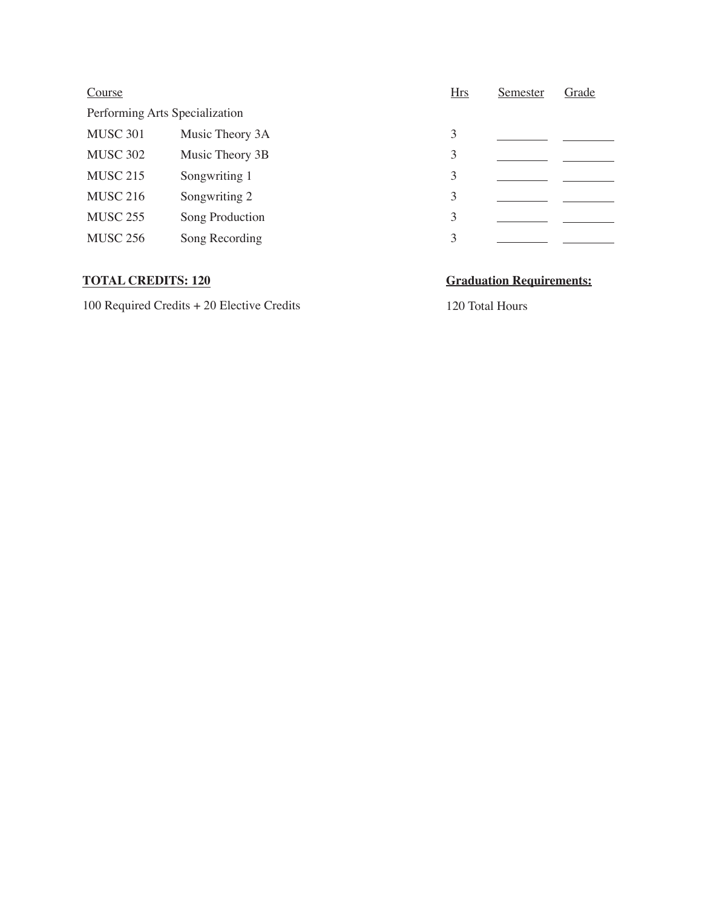| Course | | Hrs | Semester | Grade |
|---|---|---|---|---|
| Performing Arts Specialization | | | | |
| MUSC 301 | Music Theory 3A | 3 | ________ | ________ |
| MUSC 302 | Music Theory 3B | 3 | ________ | ________ |
| MUSC 215 | Songwriting 1 | 3 | ________ | ________ |
| MUSC 216 | Songwriting 2 | 3 | ________ | ________ |
| MUSC 255 | Song Production | 3 | ________ | ________ |
| MUSC 256 | Song Recording | 3 | ________ | ________ |

**TOTAL CREDITS: 120**

100 Required Credits + 20 Elective Credits

**Graduation Requirements:**

120 Total Hours